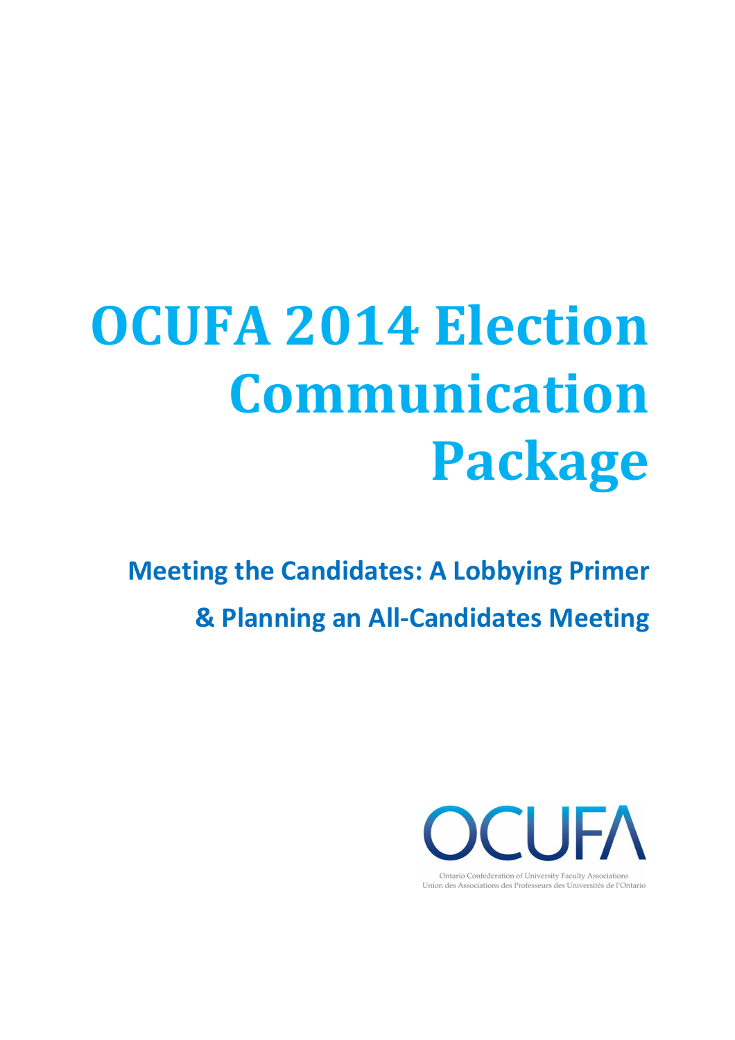# OCUFA 2014 Election Communication Package

## Meeting the Candidates: A Lobbying Primer & Planning an All-Candidates Meeting

OCUFA

Ontario Confederation of University Faculty Associations
Union des Associations des Professeurs des Universités de l'Ontario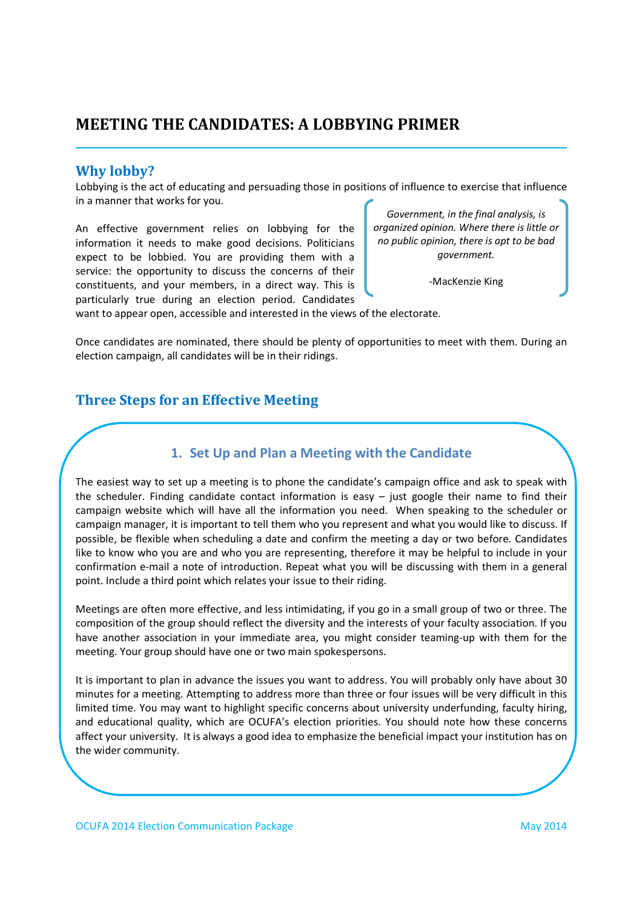# MEETING THE CANDIDATES: A LOBBYING PRIMER

## Why lobby?

Lobbying is the act of educating and persuading those in positions of influence to exercise that influence in a manner that works for you.

> *Government, in the final analysis, is organized opinion. Where there is little or no public opinion, there is apt to be bad government.*
>
> -MacKenzie King

An effective government relies on lobbying for the information it needs to make good decisions. Politicians expect to be lobbied. You are providing them with a service: the opportunity to discuss the concerns of their constituents, and your members, in a direct way. This is particularly true during an election period. Candidates want to appear open, accessible and interested in the views of the electorate.

Once candidates are nominated, there should be plenty of opportunities to meet with them. During an election campaign, all candidates will be in their ridings.

## Three Steps for an Effective Meeting

### 1. Set Up and Plan a Meeting with the Candidate

The easiest way to set up a meeting is to phone the candidate's campaign office and ask to speak with the scheduler. Finding candidate contact information is easy – just google their name to find their campaign website which will have all the information you need. When speaking to the scheduler or campaign manager, it is important to tell them who you represent and what you would like to discuss. If possible, be flexible when scheduling a date and confirm the meeting a day or two before. Candidates like to know who you are and who you are representing, therefore it may be helpful to include in your confirmation e-mail a note of introduction. Repeat what you will be discussing with them in a general point. Include a third point which relates your issue to their riding.

Meetings are often more effective, and less intimidating, if you go in a small group of two or three. The composition of the group should reflect the diversity and the interests of your faculty association. If you have another association in your immediate area, you might consider teaming-up with them for the meeting. Your group should have one or two main spokespersons.

It is important to plan in advance the issues you want to address. You will probably only have about 30 minutes for a meeting. Attempting to address more than three or four issues will be very difficult in this limited time. You may want to highlight specific concerns about university underfunding, faculty hiring, and educational quality, which are OCUFA's election priorities. You should note how these concerns affect your university. It is always a good idea to emphasize the beneficial impact your institution has on the wider community.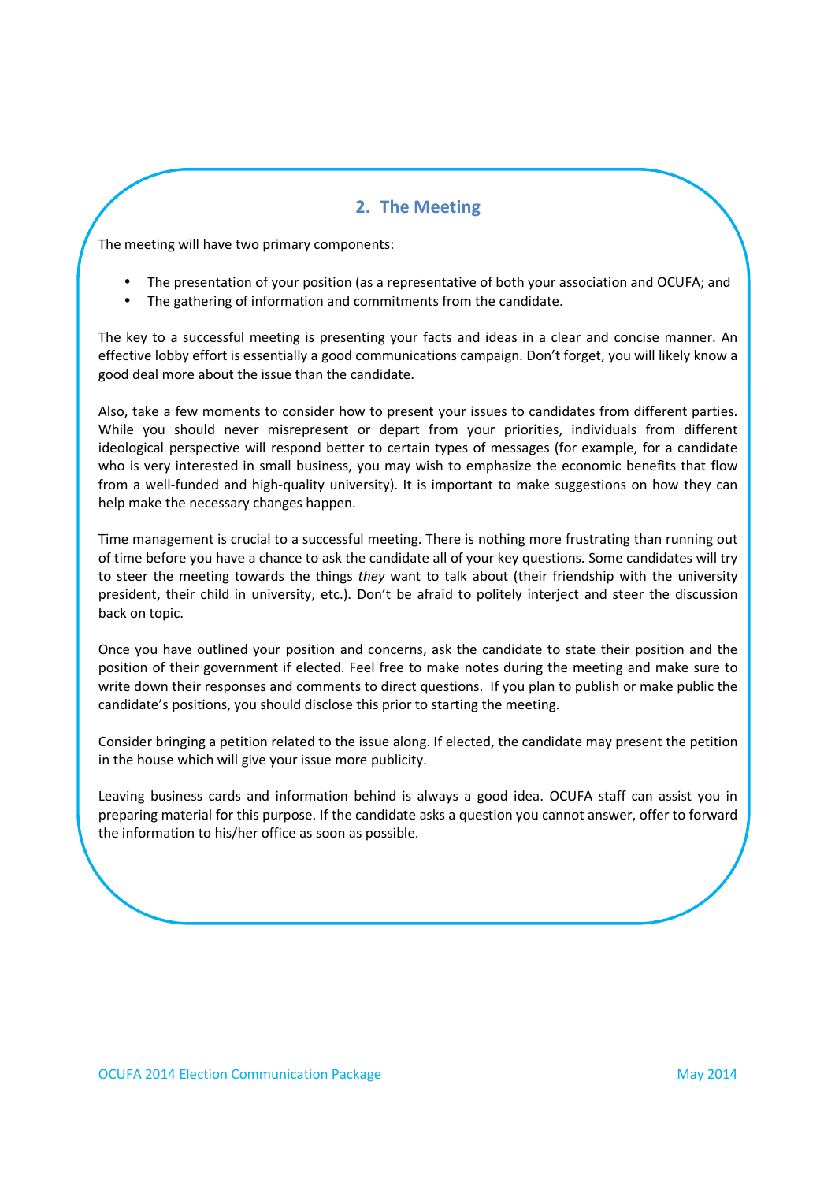## 2. The Meeting

The meeting will have two primary components:

- The presentation of your position (as a representative of both your association and OCUFA; and
- The gathering of information and commitments from the candidate.

The key to a successful meeting is presenting your facts and ideas in a clear and concise manner. An effective lobby effort is essentially a good communications campaign. Don't forget, you will likely know a good deal more about the issue than the candidate.

Also, take a few moments to consider how to present your issues to candidates from different parties. While you should never misrepresent or depart from your priorities, individuals from different ideological perspective will respond better to certain types of messages (for example, for a candidate who is very interested in small business, you may wish to emphasize the economic benefits that flow from a well-funded and high-quality university). It is important to make suggestions on how they can help make the necessary changes happen.

Time management is crucial to a successful meeting. There is nothing more frustrating than running out of time before you have a chance to ask the candidate all of your key questions. Some candidates will try to steer the meeting towards the things *they* want to talk about (their friendship with the university president, their child in university, etc.). Don't be afraid to politely interject and steer the discussion back on topic.

Once you have outlined your position and concerns, ask the candidate to state their position and the position of their government if elected. Feel free to make notes during the meeting and make sure to write down their responses and comments to direct questions. If you plan to publish or make public the candidate's positions, you should disclose this prior to starting the meeting.

Consider bringing a petition related to the issue along. If elected, the candidate may present the petition in the house which will give your issue more publicity.

Leaving business cards and information behind is always a good idea. OCUFA staff can assist you in preparing material for this purpose. If the candidate asks a question you cannot answer, offer to forward the information to his/her office as soon as possible.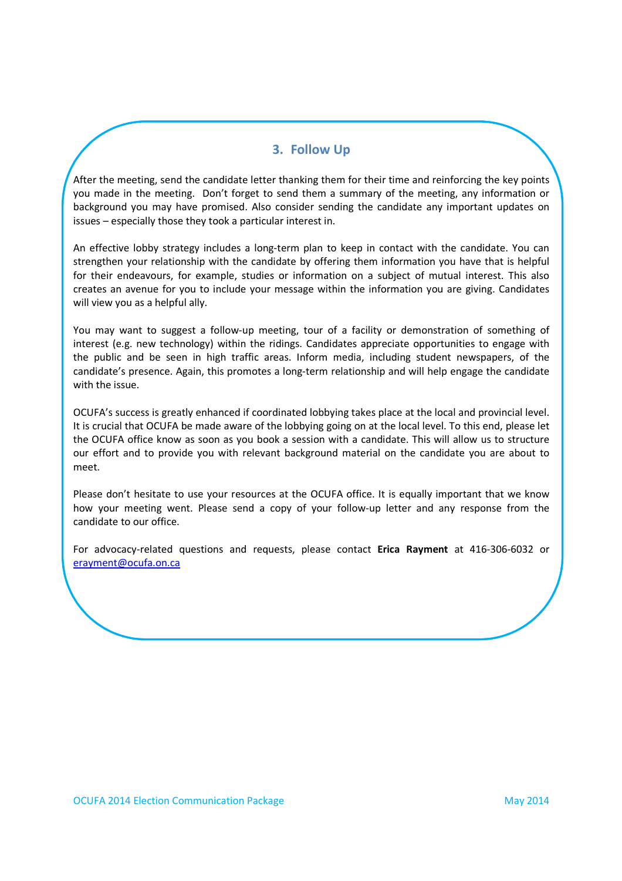## 3. Follow Up

After the meeting, send the candidate letter thanking them for their time and reinforcing the key points you made in the meeting. Don't forget to send them a summary of the meeting, any information or background you may have promised. Also consider sending the candidate any important updates on issues – especially those they took a particular interest in.

An effective lobby strategy includes a long-term plan to keep in contact with the candidate. You can strengthen your relationship with the candidate by offering them information you have that is helpful for their endeavours, for example, studies or information on a subject of mutual interest. This also creates an avenue for you to include your message within the information you are giving. Candidates will view you as a helpful ally.

You may want to suggest a follow-up meeting, tour of a facility or demonstration of something of interest (e.g. new technology) within the ridings. Candidates appreciate opportunities to engage with the public and be seen in high traffic areas. Inform media, including student newspapers, of the candidate's presence. Again, this promotes a long-term relationship and will help engage the candidate with the issue.

OCUFA's success is greatly enhanced if coordinated lobbying takes place at the local and provincial level. It is crucial that OCUFA be made aware of the lobbying going on at the local level. To this end, please let the OCUFA office know as soon as you book a session with a candidate. This will allow us to structure our effort and to provide you with relevant background material on the candidate you are about to meet.

Please don't hesitate to use your resources at the OCUFA office. It is equally important that we know how your meeting went. Please send a copy of your follow-up letter and any response from the candidate to our office.

For advocacy-related questions and requests, please contact **Erica Rayment** at 416-306-6032 or erayment@ocufa.on.ca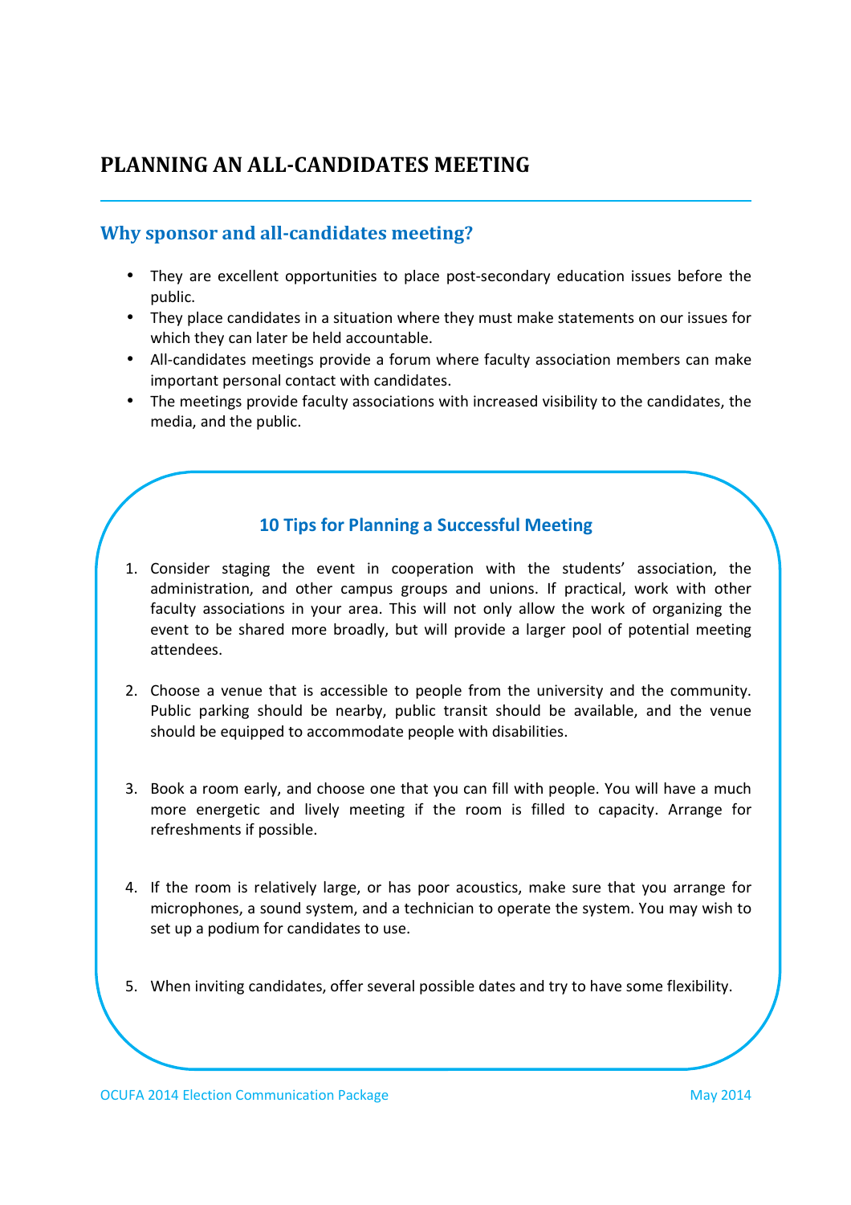# PLANNING AN ALL-CANDIDATES MEETING

## Why sponsor and all-candidates meeting?

- They are excellent opportunities to place post-secondary education issues before the public.
- They place candidates in a situation where they must make statements on our issues for which they can later be held accountable.
- All-candidates meetings provide a forum where faculty association members can make important personal contact with candidates.
- The meetings provide faculty associations with increased visibility to the candidates, the media, and the public.

### 10 Tips for Planning a Successful Meeting

1. Consider staging the event in cooperation with the students' association, the administration, and other campus groups and unions. If practical, work with other faculty associations in your area. This will not only allow the work of organizing the event to be shared more broadly, but will provide a larger pool of potential meeting attendees.

2. Choose a venue that is accessible to people from the university and the community. Public parking should be nearby, public transit should be available, and the venue should be equipped to accommodate people with disabilities.

3. Book a room early, and choose one that you can fill with people. You will have a much more energetic and lively meeting if the room is filled to capacity. Arrange for refreshments if possible.

4. If the room is relatively large, or has poor acoustics, make sure that you arrange for microphones, a sound system, and a technician to operate the system. You may wish to set up a podium for candidates to use.

5. When inviting candidates, offer several possible dates and try to have some flexibility.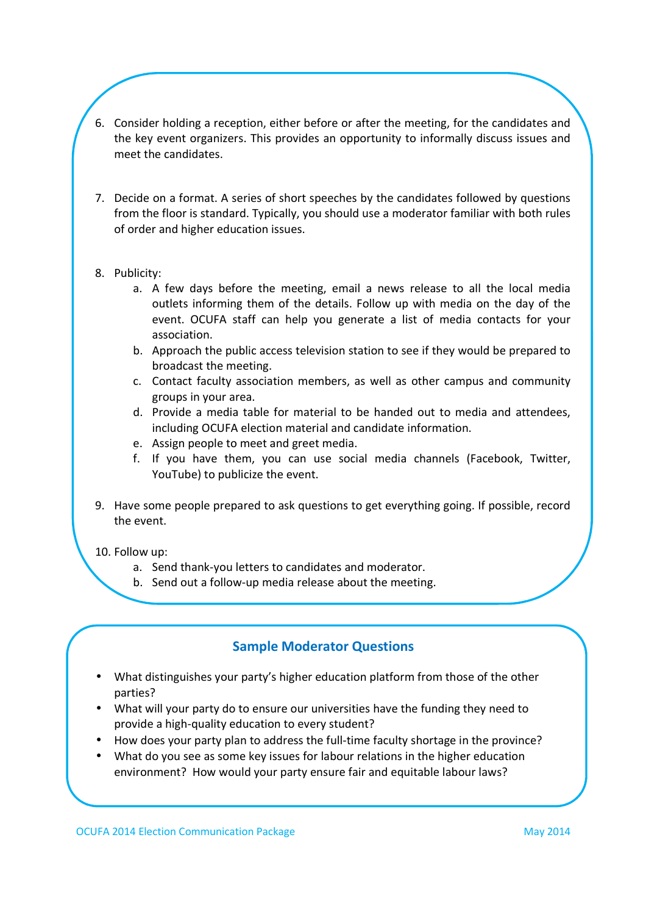6. Consider holding a reception, either before or after the meeting, for the candidates and the key event organizers. This provides an opportunity to informally discuss issues and meet the candidates.

7. Decide on a format. A series of short speeches by the candidates followed by questions from the floor is standard. Typically, you should use a moderator familiar with both rules of order and higher education issues.

8. Publicity:
   a. A few days before the meeting, email a news release to all the local media outlets informing them of the details. Follow up with media on the day of the event. OCUFA staff can help you generate a list of media contacts for your association.
   b. Approach the public access television station to see if they would be prepared to broadcast the meeting.
   c. Contact faculty association members, as well as other campus and community groups in your area.
   d. Provide a media table for material to be handed out to media and attendees, including OCUFA election material and candidate information.
   e. Assign people to meet and greet media.
   f. If you have them, you can use social media channels (Facebook, Twitter, YouTube) to publicize the event.

9. Have some people prepared to ask questions to get everything going. If possible, record the event.

10. Follow up:
    a. Send thank-you letters to candidates and moderator.
    b. Send out a follow-up media release about the meeting.

## Sample Moderator Questions

- What distinguishes your party's higher education platform from those of the other parties?
- What will your party do to ensure our universities have the funding they need to provide a high-quality education to every student?
- How does your party plan to address the full-time faculty shortage in the province?
- What do you see as some key issues for labour relations in the higher education environment? How would your party ensure fair and equitable labour laws?